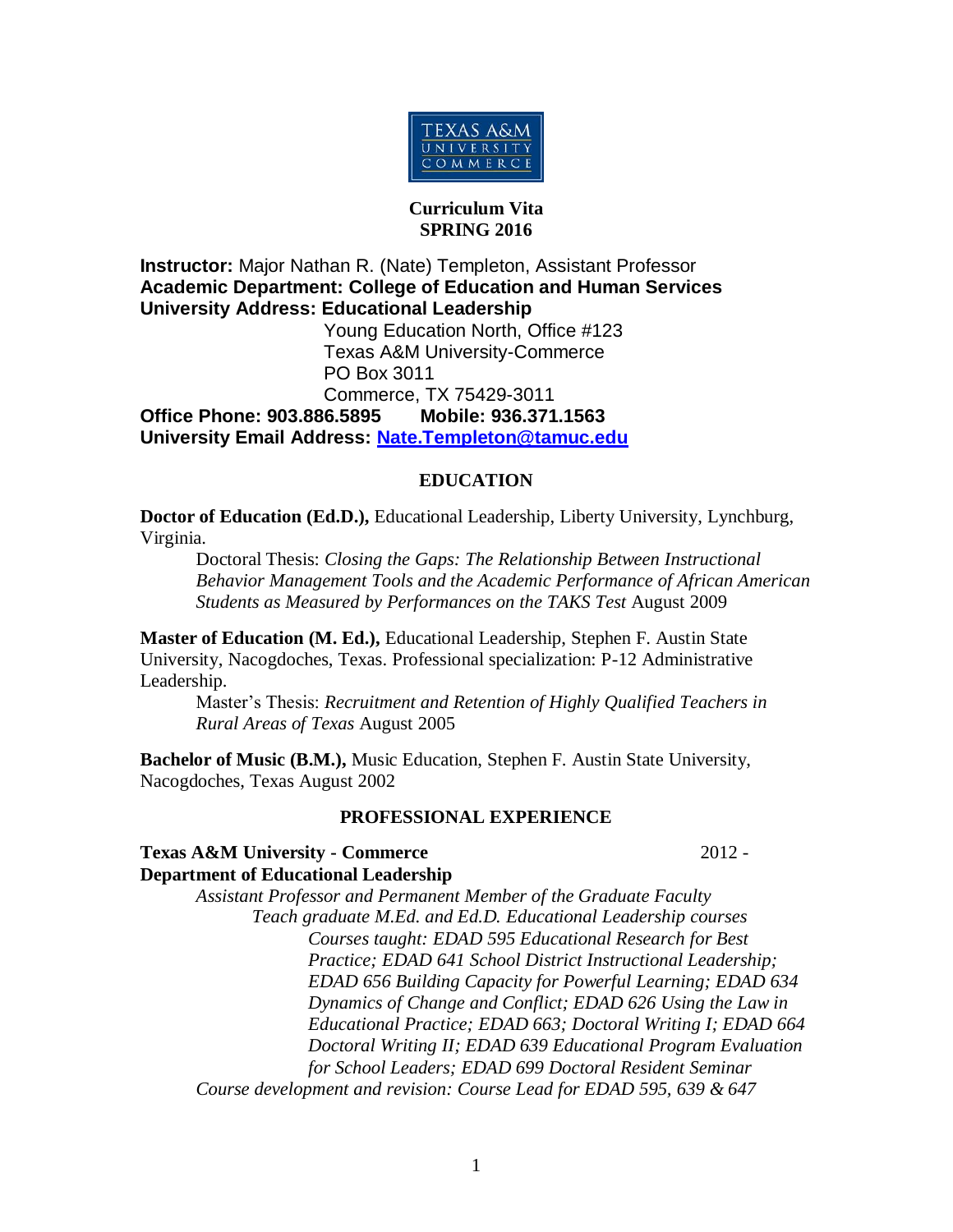TEXAS A&M UNIVERSITY COMMERCE

**Curriculum Vita**
**SPRING 2016**

**Instructor:** Major Nathan R. (Nate) Templeton, Assistant Professor
**Academic Department: College of Education and Human Services**
**University Address: Educational Leadership**
Young Education North, Office #123
Texas A&M University-Commerce
PO Box 3011
Commerce, TX 75429-3011
**Office Phone: 903.886.5895 Mobile: 936.371.1563**
**University Email Address: [Nate.Templeton@tamuc.edu](mailto:Nate.Templeton@tamuc.edu)**

## EDUCATION

**Doctor of Education (Ed.D.),** Educational Leadership, Liberty University, Lynchburg, Virginia.

Doctoral Thesis: *Closing the Gaps: The Relationship Between Instructional Behavior Management Tools and the Academic Performance of African American Students as Measured by Performances on the TAKS Test* August 2009

**Master of Education (M. Ed.),** Educational Leadership, Stephen F. Austin State University, Nacogdoches, Texas. Professional specialization: P-12 Administrative Leadership.

Master's Thesis: *Recruitment and Retention of Highly Qualified Teachers in Rural Areas of Texas* August 2005

**Bachelor of Music (B.M.),** Music Education, Stephen F. Austin State University, Nacogdoches, Texas August 2002

## PROFESSIONAL EXPERIENCE

**Texas A&M University - Commerce** 2012 -
**Department of Educational Leadership**

*Assistant Professor and Permanent Member of the Graduate Faculty*

*Teach graduate M.Ed. and Ed.D. Educational Leadership courses*

*Courses taught: EDAD 595 Educational Research for Best Practice; EDAD 641 School District Instructional Leadership; EDAD 656 Building Capacity for Powerful Learning; EDAD 634 Dynamics of Change and Conflict; EDAD 626 Using the Law in Educational Practice; EDAD 663; Doctoral Writing I; EDAD 664 Doctoral Writing II; EDAD 639 Educational Program Evaluation for School Leaders; EDAD 699 Doctoral Resident Seminar*

*Course development and revision: Course Lead for EDAD 595, 639 & 647*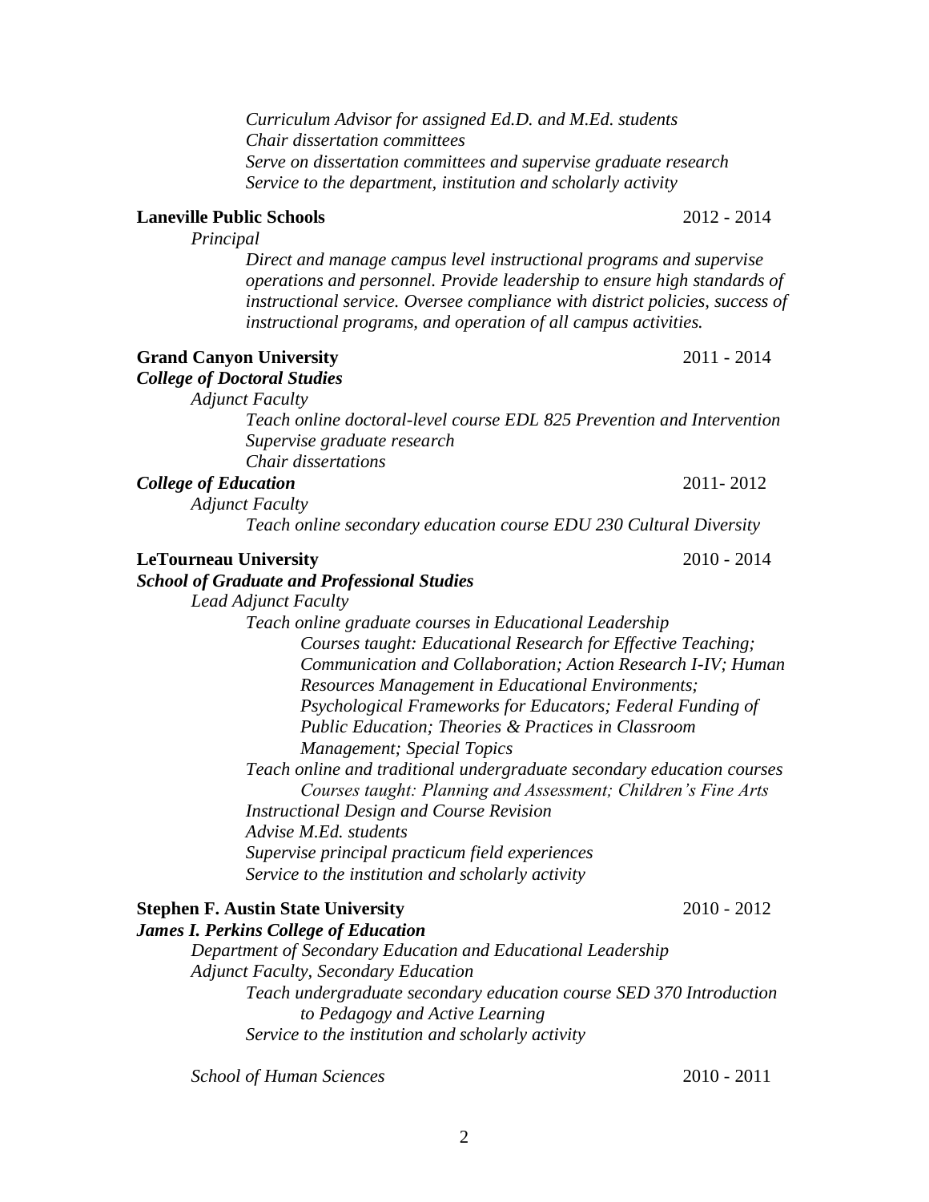*Curriculum Advisor for assigned Ed.D. and M.Ed. students*
*Chair dissertation committees*
*Serve on dissertation committees and supervise graduate research*
*Service to the department, institution and scholarly activity*

**Laneville Public Schools** 2012 - 2014

*Principal*

*Direct and manage campus level instructional programs and supervise operations and personnel. Provide leadership to ensure high standards of instructional service. Oversee compliance with district policies, success of instructional programs, and operation of all campus activities.*

**Grand Canyon University** 2011 - 2014

***College of Doctoral Studies***

*Adjunct Faculty*

*Teach online doctoral-level course EDL 825 Prevention and Intervention*
*Supervise graduate research*
*Chair dissertations*

***College of Education*** 2011- 2012

*Adjunct Faculty*

*Teach online secondary education course EDU 230 Cultural Diversity*

**LeTourneau University** 2010 - 2014

***School of Graduate and Professional Studies***

*Lead Adjunct Faculty*

*Teach online graduate courses in Educational Leadership*
*Courses taught: Educational Research for Effective Teaching; Communication and Collaboration; Action Research I-IV; Human Resources Management in Educational Environments; Psychological Frameworks for Educators; Federal Funding of Public Education; Theories & Practices in Classroom Management; Special Topics*
*Teach online and traditional undergraduate secondary education courses*
*Courses taught: Planning and Assessment; Children's Fine Arts*
*Instructional Design and Course Revision*
*Advise M.Ed. students*
*Supervise principal practicum field experiences*
*Service to the institution and scholarly activity*

**Stephen F. Austin State University** 2010 - 2012

***James I. Perkins College of Education***

*Department of Secondary Education and Educational Leadership*
*Adjunct Faculty, Secondary Education*

*Teach undergraduate secondary education course SED 370 Introduction to Pedagogy and Active Learning*
*Service to the institution and scholarly activity*

*School of Human Sciences* 2010 - 2011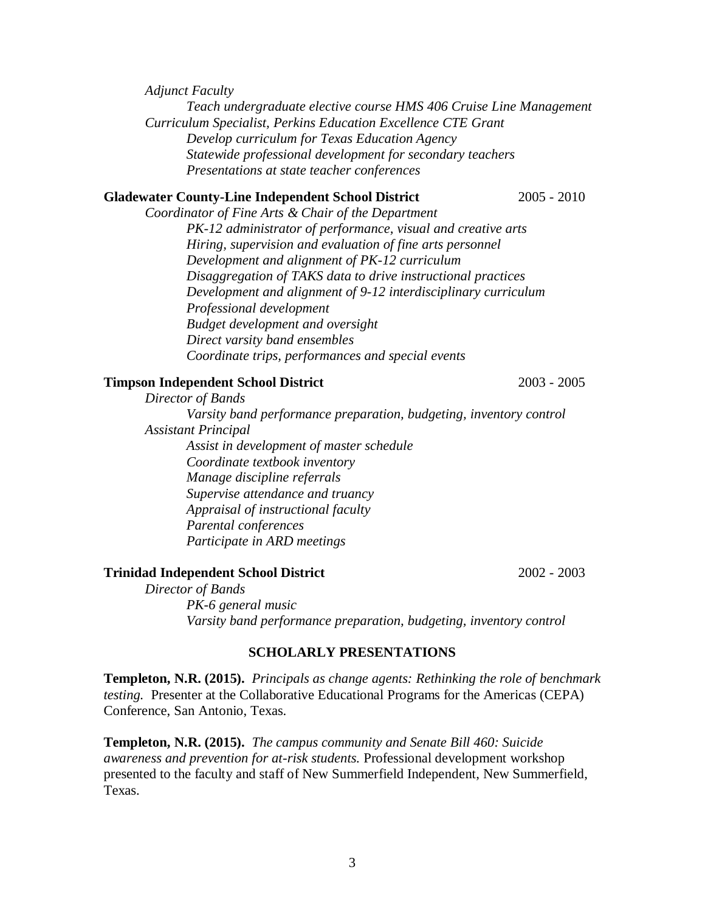*Adjunct Faculty*

*Teach undergraduate elective course HMS 406 Cruise Line Management*

*Curriculum Specialist, Perkins Education Excellence CTE Grant*

*Develop curriculum for Texas Education Agency*

*Statewide professional development for secondary teachers*

*Presentations at state teacher conferences*

**Gladewater County-Line Independent School District** 2005 - 2010

*Coordinator of Fine Arts & Chair of the Department*

*PK-12 administrator of performance, visual and creative arts*

*Hiring, supervision and evaluation of fine arts personnel*

*Development and alignment of PK-12 curriculum*

*Disaggregation of TAKS data to drive instructional practices*

*Development and alignment of 9-12 interdisciplinary curriculum*

*Professional development*

*Budget development and oversight*

*Direct varsity band ensembles*

*Coordinate trips, performances and special events*

**Timpson Independent School District** 2003 - 2005

*Director of Bands*

*Varsity band performance preparation, budgeting, inventory control*

*Assistant Principal*

*Assist in development of master schedule*

*Coordinate textbook inventory*

*Manage discipline referrals*

*Supervise attendance and truancy*

*Appraisal of instructional faculty*

*Parental conferences*

*Participate in ARD meetings*

**Trinidad Independent School District** 2002 - 2003

*Director of Bands*

*PK-6 general music*

*Varsity band performance preparation, budgeting, inventory control*

## SCHOLARLY PRESENTATIONS

**Templeton, N.R. (2015).** *Principals as change agents: Rethinking the role of benchmark testing.* Presenter at the Collaborative Educational Programs for the Americas (CEPA) Conference, San Antonio, Texas.

**Templeton, N.R. (2015).** *The campus community and Senate Bill 460: Suicide awareness and prevention for at-risk students.* Professional development workshop presented to the faculty and staff of New Summerfield Independent, New Summerfield, Texas.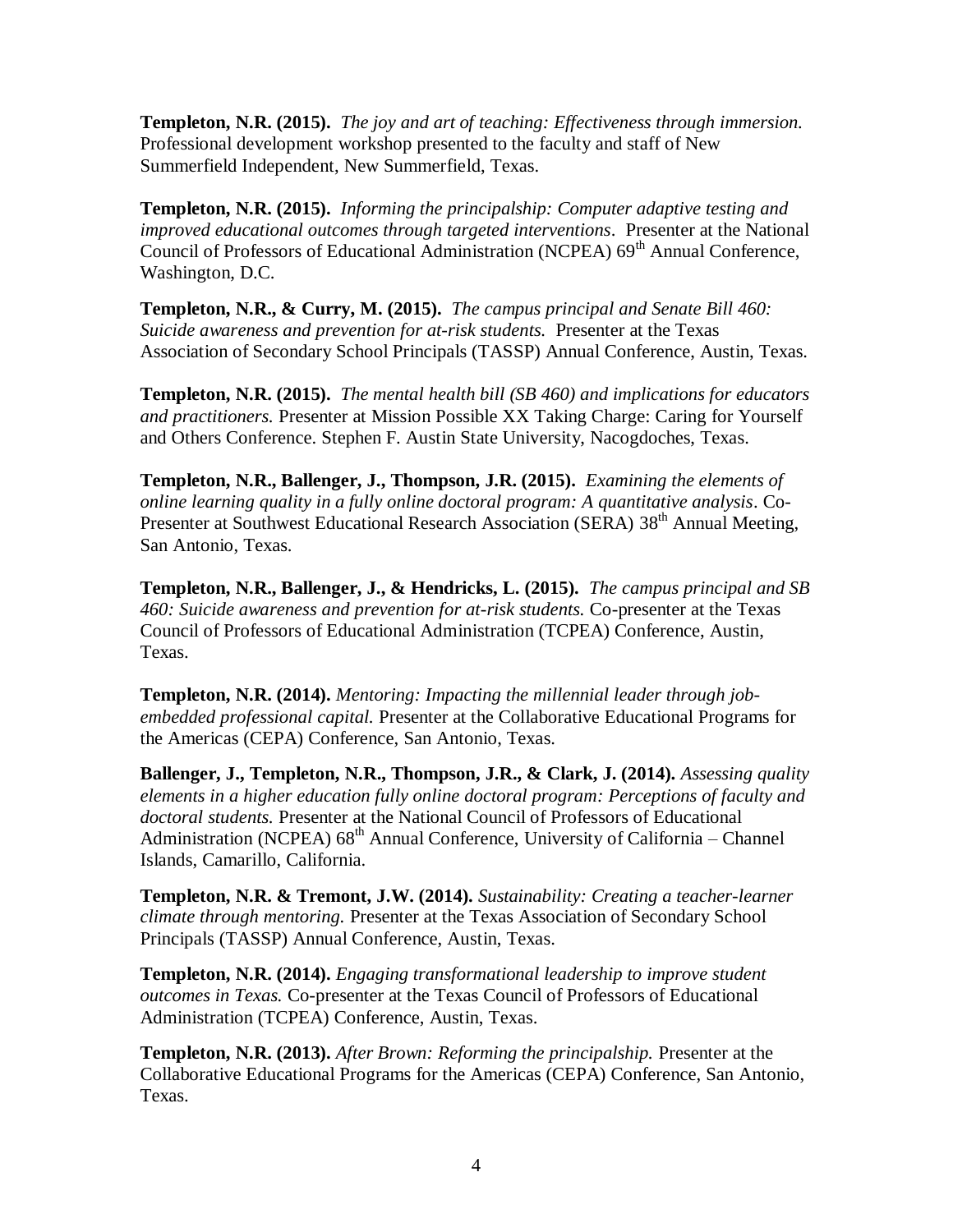**Templeton, N.R. (2015).** *The joy and art of teaching: Effectiveness through immersion.* Professional development workshop presented to the faculty and staff of New Summerfield Independent, New Summerfield, Texas.

**Templeton, N.R. (2015).** *Informing the principalship: Computer adaptive testing and improved educational outcomes through targeted interventions*. Presenter at the National Council of Professors of Educational Administration (NCPEA) 69th Annual Conference, Washington, D.C.

**Templeton, N.R., & Curry, M. (2015).** *The campus principal and Senate Bill 460: Suicide awareness and prevention for at-risk students.* Presenter at the Texas Association of Secondary School Principals (TASSP) Annual Conference, Austin, Texas.

**Templeton, N.R. (2015).** *The mental health bill (SB 460) and implications for educators and practitioners.* Presenter at Mission Possible XX Taking Charge: Caring for Yourself and Others Conference. Stephen F. Austin State University, Nacogdoches, Texas.

**Templeton, N.R., Ballenger, J., Thompson, J.R. (2015).** *Examining the elements of online learning quality in a fully online doctoral program: A quantitative analysis*. Co-Presenter at Southwest Educational Research Association (SERA) 38th Annual Meeting, San Antonio, Texas.

**Templeton, N.R., Ballenger, J., & Hendricks, L. (2015).** *The campus principal and SB 460: Suicide awareness and prevention for at-risk students.* Co-presenter at the Texas Council of Professors of Educational Administration (TCPEA) Conference, Austin, Texas.

**Templeton, N.R. (2014).** *Mentoring: Impacting the millennial leader through job-embedded professional capital.* Presenter at the Collaborative Educational Programs for the Americas (CEPA) Conference, San Antonio, Texas.

**Ballenger, J., Templeton, N.R., Thompson, J.R., & Clark, J. (2014).** *Assessing quality elements in a higher education fully online doctoral program: Perceptions of faculty and doctoral students.* Presenter at the National Council of Professors of Educational Administration (NCPEA) 68th Annual Conference, University of California – Channel Islands, Camarillo, California.

**Templeton, N.R. & Tremont, J.W. (2014).** *Sustainability: Creating a teacher-learner climate through mentoring.* Presenter at the Texas Association of Secondary School Principals (TASSP) Annual Conference, Austin, Texas.

**Templeton, N.R. (2014).** *Engaging transformational leadership to improve student outcomes in Texas.* Co-presenter at the Texas Council of Professors of Educational Administration (TCPEA) Conference, Austin, Texas.

**Templeton, N.R. (2013).** *After Brown: Reforming the principalship.* Presenter at the Collaborative Educational Programs for the Americas (CEPA) Conference, San Antonio, Texas.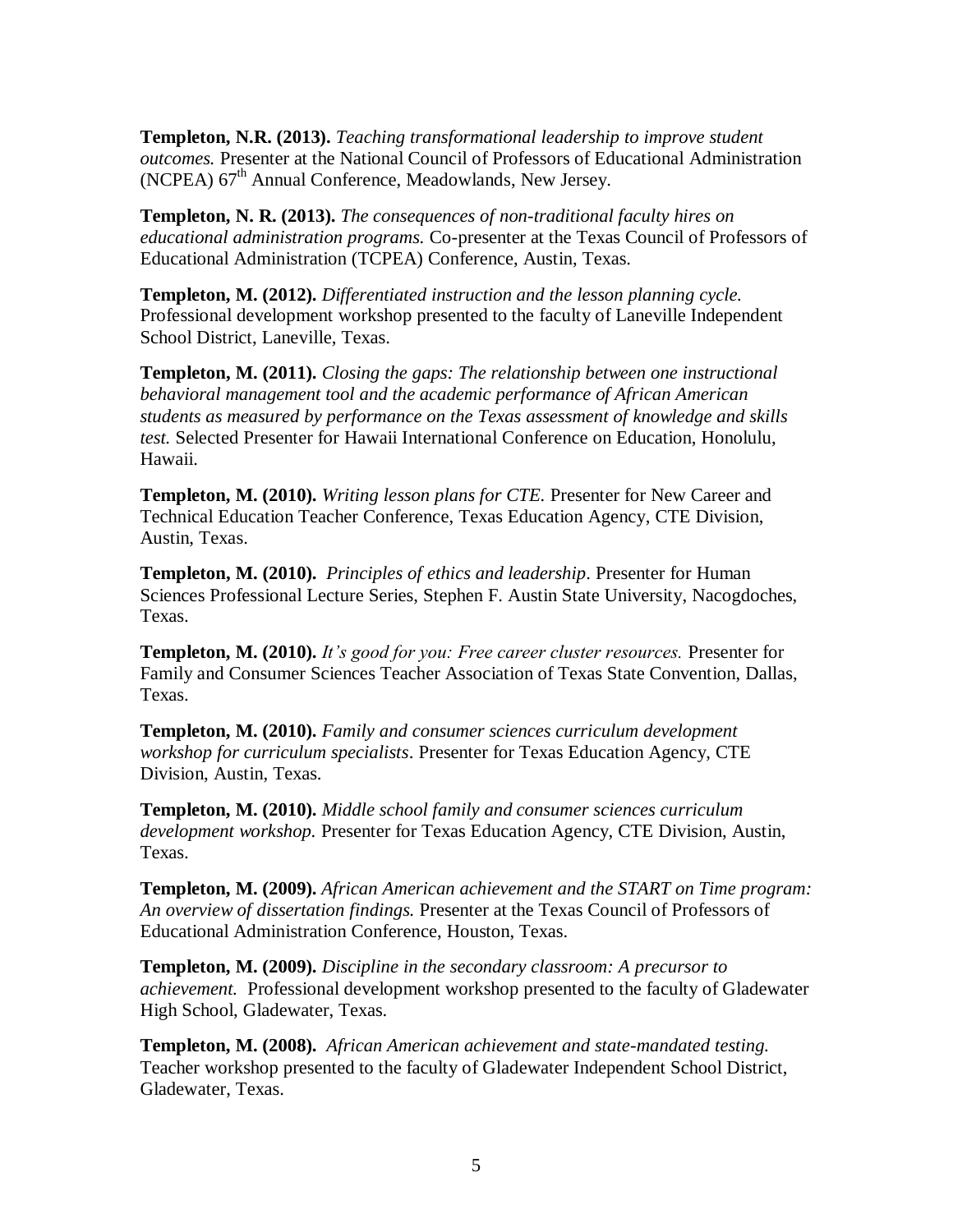**Templeton, N.R. (2013).** *Teaching transformational leadership to improve student outcomes.* Presenter at the National Council of Professors of Educational Administration (NCPEA) 67th Annual Conference, Meadowlands, New Jersey.

**Templeton, N. R. (2013).** *The consequences of non-traditional faculty hires on educational administration programs.* Co-presenter at the Texas Council of Professors of Educational Administration (TCPEA) Conference, Austin, Texas.

**Templeton, M. (2012).** *Differentiated instruction and the lesson planning cycle.* Professional development workshop presented to the faculty of Laneville Independent School District, Laneville, Texas.

**Templeton, M. (2011).** *Closing the gaps: The relationship between one instructional behavioral management tool and the academic performance of African American students as measured by performance on the Texas assessment of knowledge and skills test.* Selected Presenter for Hawaii International Conference on Education, Honolulu, Hawaii.

**Templeton, M. (2010).** *Writing lesson plans for CTE.* Presenter for New Career and Technical Education Teacher Conference, Texas Education Agency, CTE Division, Austin, Texas.

**Templeton, M. (2010).** *Principles of ethics and leadership*. Presenter for Human Sciences Professional Lecture Series, Stephen F. Austin State University, Nacogdoches, Texas.

**Templeton, M. (2010).** *It's good for you: Free career cluster resources.* Presenter for Family and Consumer Sciences Teacher Association of Texas State Convention, Dallas, Texas.

**Templeton, M. (2010).** *Family and consumer sciences curriculum development workshop for curriculum specialists*. Presenter for Texas Education Agency, CTE Division, Austin, Texas.

**Templeton, M. (2010).** *Middle school family and consumer sciences curriculum development workshop.* Presenter for Texas Education Agency, CTE Division, Austin, Texas.

**Templeton, M. (2009).** *African American achievement and the START on Time program: An overview of dissertation findings.* Presenter at the Texas Council of Professors of Educational Administration Conference, Houston, Texas.

**Templeton, M. (2009).** *Discipline in the secondary classroom: A precursor to achievement.* Professional development workshop presented to the faculty of Gladewater High School, Gladewater, Texas.

**Templeton, M. (2008).** *African American achievement and state-mandated testing.* Teacher workshop presented to the faculty of Gladewater Independent School District, Gladewater, Texas.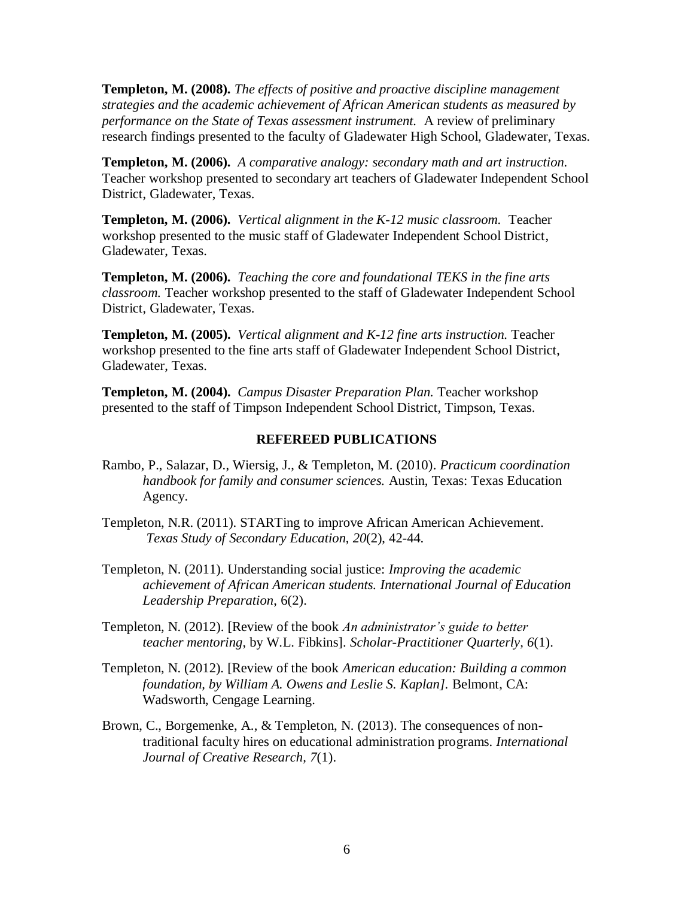**Templeton, M. (2008).** *The effects of positive and proactive discipline management strategies and the academic achievement of African American students as measured by performance on the State of Texas assessment instrument.* A review of preliminary research findings presented to the faculty of Gladewater High School, Gladewater, Texas.

**Templeton, M. (2006).** *A comparative analogy: secondary math and art instruction.* Teacher workshop presented to secondary art teachers of Gladewater Independent School District, Gladewater, Texas.

**Templeton, M. (2006).** *Vertical alignment in the K-12 music classroom.* Teacher workshop presented to the music staff of Gladewater Independent School District, Gladewater, Texas.

**Templeton, M. (2006).** *Teaching the core and foundational TEKS in the fine arts classroom.* Teacher workshop presented to the staff of Gladewater Independent School District, Gladewater, Texas.

**Templeton, M. (2005).** *Vertical alignment and K-12 fine arts instruction.* Teacher workshop presented to the fine arts staff of Gladewater Independent School District, Gladewater, Texas.

**Templeton, M. (2004).** *Campus Disaster Preparation Plan.* Teacher workshop presented to the staff of Timpson Independent School District, Timpson, Texas.

## REFEREED PUBLICATIONS

Rambo, P., Salazar, D., Wiersig, J., & Templeton, M. (2010). *Practicum coordination handbook for family and consumer sciences.* Austin, Texas: Texas Education Agency.

Templeton, N.R. (2011). STARTing to improve African American Achievement. *Texas Study of Secondary Education*, *20*(2), 42-44.

Templeton, N. (2011). Understanding social justice: *Improving the academic achievement of African American students. International Journal of Education Leadership Preparation*, 6(2).

Templeton, N. (2012). [Review of the book *An administrator's guide to better teacher mentoring,* by W.L. Fibkins]. *Scholar-Practitioner Quarterly, 6*(1).

Templeton, N. (2012). [Review of the book *American education: Building a common foundation, by William A. Owens and Leslie S. Kaplan].* Belmont, CA: Wadsworth, Cengage Learning.

Brown, C., Borgemenke, A., & Templeton, N. (2013). The consequences of non-traditional faculty hires on educational administration programs. *International Journal of Creative Research*, *7*(1).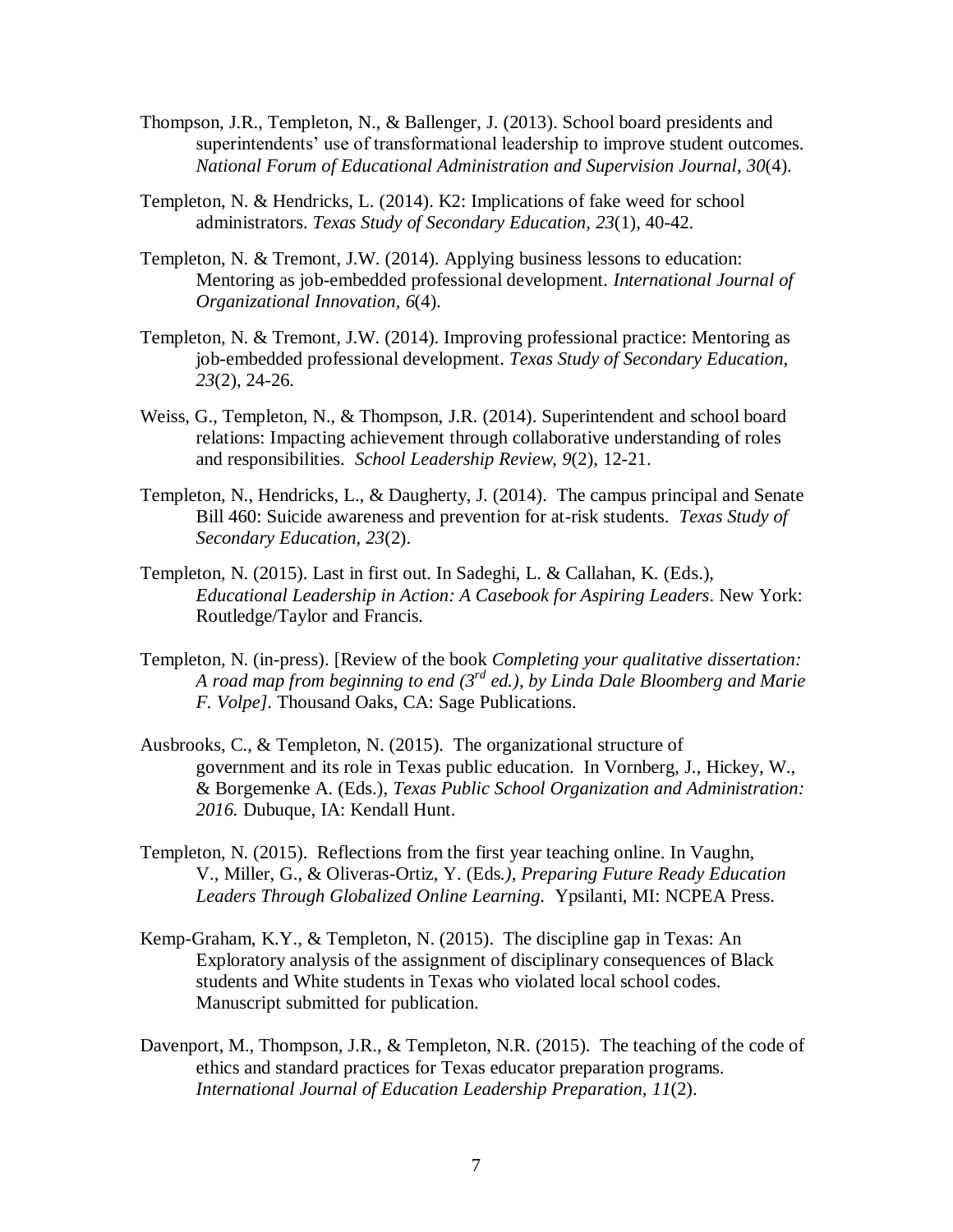Thompson, J.R., Templeton, N., & Ballenger, J. (2013). School board presidents and superintendents' use of transformational leadership to improve student outcomes. *National Forum of Educational Administration and Supervision Journal*, *30*(4).

Templeton, N. & Hendricks, L. (2014). K2: Implications of fake weed for school administrators. *Texas Study of Secondary Education*, *23*(1), 40-42.

Templeton, N. & Tremont, J.W. (2014). Applying business lessons to education: Mentoring as job-embedded professional development. *International Journal of Organizational Innovation, 6*(4).

Templeton, N. & Tremont, J.W. (2014). Improving professional practice: Mentoring as job-embedded professional development. *Texas Study of Secondary Education, 23*(2), 24-26.

Weiss, G., Templeton, N., & Thompson, J.R. (2014). Superintendent and school board relations: Impacting achievement through collaborative understanding of roles and responsibilities. *School Leadership Review, 9*(2), 12-21.

Templeton, N., Hendricks, L., & Daugherty, J. (2014). The campus principal and Senate Bill 460: Suicide awareness and prevention for at-risk students. *Texas Study of Secondary Education, 23*(2).

Templeton, N. (2015). Last in first out. In Sadeghi, L. & Callahan, K. (Eds.), *Educational Leadership in Action: A Casebook for Aspiring Leaders*. New York: Routledge/Taylor and Francis.

Templeton, N. (in-press). [Review of the book *Completing your qualitative dissertation: A road map from beginning to end (3rd ed.), by Linda Dale Bloomberg and Marie F. Volpe]*. Thousand Oaks, CA: Sage Publications.

Ausbrooks, C., & Templeton, N. (2015). The organizational structure of government and its role in Texas public education. In Vornberg, J., Hickey, W., & Borgemenke A. (Eds.), *Texas Public School Organization and Administration: 2016.* Dubuque, IA: Kendall Hunt.

Templeton, N. (2015). Reflections from the first year teaching online. In Vaughn, V., Miller, G., & Oliveras-Ortiz, Y. (Eds*.), Preparing Future Ready Education Leaders Through Globalized Online Learning.* Ypsilanti, MI: NCPEA Press.

Kemp-Graham, K.Y., & Templeton, N. (2015). The discipline gap in Texas: An Exploratory analysis of the assignment of disciplinary consequences of Black students and White students in Texas who violated local school codes. Manuscript submitted for publication.

Davenport, M., Thompson, J.R., & Templeton, N.R. (2015). The teaching of the code of ethics and standard practices for Texas educator preparation programs. *International Journal of Education Leadership Preparation, 11*(2).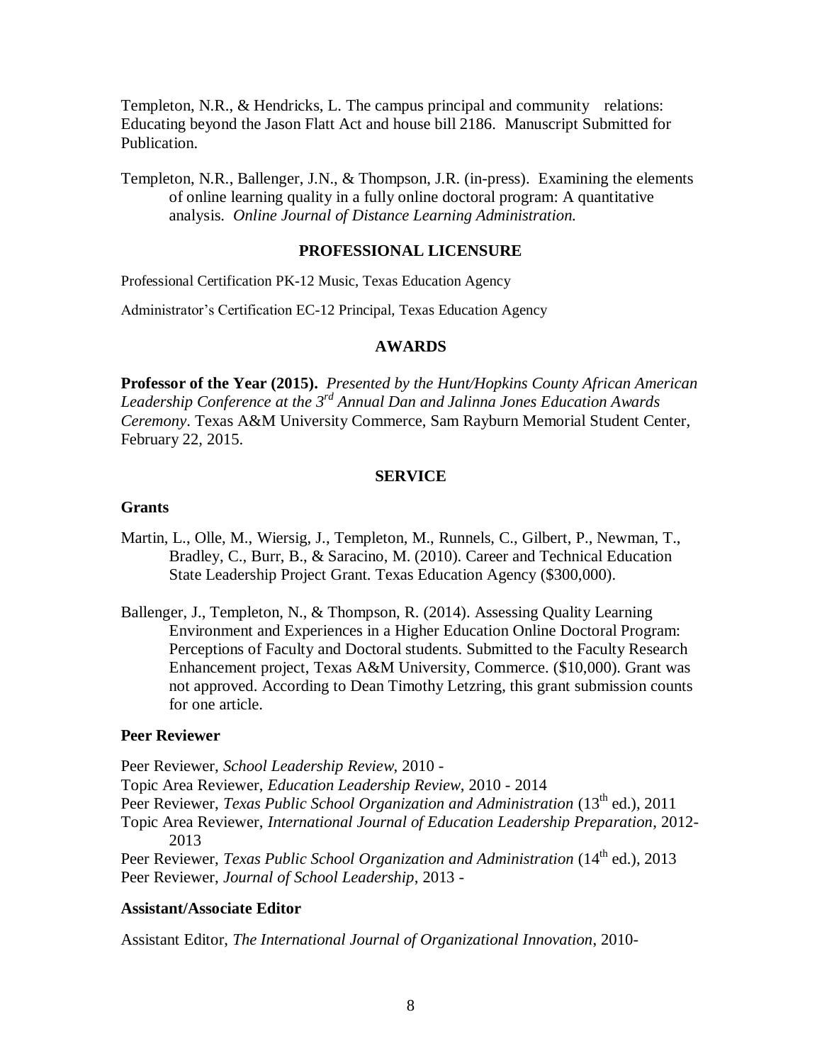Templeton, N.R., & Hendricks, L. The campus principal and community relations: Educating beyond the Jason Flatt Act and house bill 2186. Manuscript Submitted for Publication.

Templeton, N.R., Ballenger, J.N., & Thompson, J.R. (in-press). Examining the elements of online learning quality in a fully online doctoral program: A quantitative analysis. *Online Journal of Distance Learning Administration.*

## PROFESSIONAL LICENSURE

Professional Certification PK-12 Music, Texas Education Agency

Administrator's Certification EC-12 Principal, Texas Education Agency

## AWARDS

**Professor of the Year (2015).** *Presented by the Hunt/Hopkins County African American Leadership Conference at the 3rd Annual Dan and Jalinna Jones Education Awards Ceremony*. Texas A&M University Commerce, Sam Rayburn Memorial Student Center, February 22, 2015.

## SERVICE

### Grants

Martin, L., Olle, M., Wiersig, J., Templeton, M., Runnels, C., Gilbert, P., Newman, T., Bradley, C., Burr, B., & Saracino, M. (2010). Career and Technical Education State Leadership Project Grant. Texas Education Agency ($300,000).

Ballenger, J., Templeton, N., & Thompson, R. (2014). Assessing Quality Learning Environment and Experiences in a Higher Education Online Doctoral Program: Perceptions of Faculty and Doctoral students. Submitted to the Faculty Research Enhancement project, Texas A&M University, Commerce. ($10,000). Grant was not approved. According to Dean Timothy Letzring, this grant submission counts for one article.

### Peer Reviewer

Peer Reviewer, *School Leadership Review*, 2010 -
Topic Area Reviewer, *Education Leadership Review*, 2010 - 2014
Peer Reviewer, *Texas Public School Organization and Administration* (13th ed.), 2011
Topic Area Reviewer, *International Journal of Education Leadership Preparation*, 2012-2013
Peer Reviewer, *Texas Public School Organization and Administration* (14th ed.), 2013
Peer Reviewer, *Journal of School Leadership*, 2013 -

### Assistant/Associate Editor

Assistant Editor, *The International Journal of Organizational Innovation*, 2010-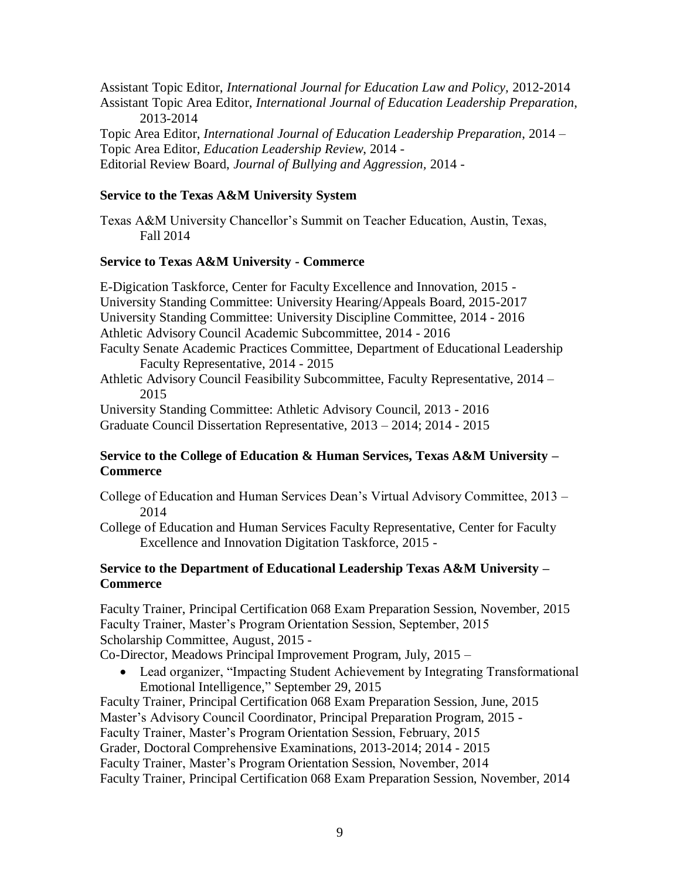Assistant Topic Editor, *International Journal for Education Law and Policy*, 2012-2014
Assistant Topic Area Editor, *International Journal of Education Leadership Preparation*, 2013-2014
Topic Area Editor, *International Journal of Education Leadership Preparation*, 2014 –
Topic Area Editor, *Education Leadership Review*, 2014 -
Editorial Review Board, *Journal of Bullying and Aggression*, 2014 -

**Service to the Texas A&M University System**

Texas A&M University Chancellor's Summit on Teacher Education, Austin, Texas, Fall 2014

**Service to Texas A&M University - Commerce**

E-Digication Taskforce, Center for Faculty Excellence and Innovation, 2015 -
University Standing Committee: University Hearing/Appeals Board, 2015-2017
University Standing Committee: University Discipline Committee, 2014 - 2016
Athletic Advisory Council Academic Subcommittee, 2014 - 2016
Faculty Senate Academic Practices Committee, Department of Educational Leadership Faculty Representative, 2014 - 2015
Athletic Advisory Council Feasibility Subcommittee, Faculty Representative, 2014 – 2015
University Standing Committee: Athletic Advisory Council, 2013 - 2016
Graduate Council Dissertation Representative, 2013 – 2014; 2014 - 2015

**Service to the College of Education & Human Services, Texas A&M University – Commerce**

College of Education and Human Services Dean's Virtual Advisory Committee, 2013 – 2014
College of Education and Human Services Faculty Representative, Center for Faculty Excellence and Innovation Digitation Taskforce, 2015 -

**Service to the Department of Educational Leadership Texas A&M University – Commerce**

Faculty Trainer, Principal Certification 068 Exam Preparation Session, November, 2015
Faculty Trainer, Master's Program Orientation Session, September, 2015
Scholarship Committee, August, 2015 -
Co-Director, Meadows Principal Improvement Program, July, 2015 –

- Lead organizer, "Impacting Student Achievement by Integrating Transformational Emotional Intelligence," September 29, 2015

Faculty Trainer, Principal Certification 068 Exam Preparation Session, June, 2015
Master's Advisory Council Coordinator, Principal Preparation Program, 2015 -
Faculty Trainer, Master's Program Orientation Session, February, 2015
Grader, Doctoral Comprehensive Examinations, 2013-2014; 2014 - 2015
Faculty Trainer, Master's Program Orientation Session, November, 2014
Faculty Trainer, Principal Certification 068 Exam Preparation Session, November, 2014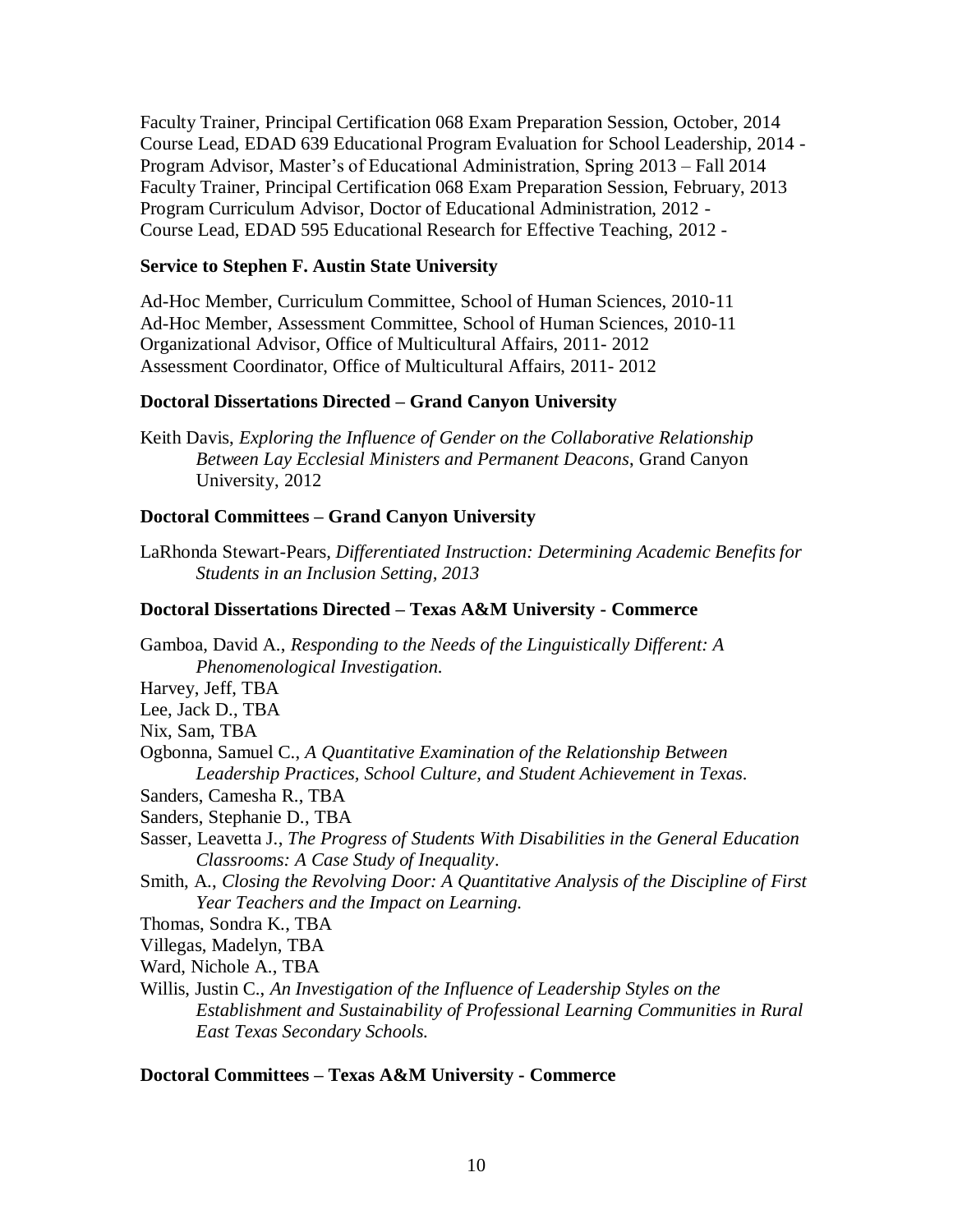Faculty Trainer, Principal Certification 068 Exam Preparation Session, October, 2014
Course Lead, EDAD 639 Educational Program Evaluation for School Leadership, 2014 -
Program Advisor, Master's of Educational Administration, Spring 2013 – Fall 2014
Faculty Trainer, Principal Certification 068 Exam Preparation Session, February, 2013
Program Curriculum Advisor, Doctor of Educational Administration, 2012 -
Course Lead, EDAD 595 Educational Research for Effective Teaching, 2012 -

**Service to Stephen F. Austin State University**

Ad-Hoc Member, Curriculum Committee, School of Human Sciences, 2010-11
Ad-Hoc Member, Assessment Committee, School of Human Sciences, 2010-11
Organizational Advisor, Office of Multicultural Affairs, 2011- 2012
Assessment Coordinator, Office of Multicultural Affairs, 2011- 2012

**Doctoral Dissertations Directed – Grand Canyon University**

Keith Davis, *Exploring the Influence of Gender on the Collaborative Relationship Between Lay Ecclesial Ministers and Permanent Deacons*, Grand Canyon University, 2012

**Doctoral Committees – Grand Canyon University**

LaRhonda Stewart-Pears, *Differentiated Instruction: Determining Academic Benefits for Students in an Inclusion Setting, 2013*

**Doctoral Dissertations Directed – Texas A&M University - Commerce**

Gamboa, David A., *Responding to the Needs of the Linguistically Different: A Phenomenological Investigation.*
Harvey, Jeff, TBA
Lee, Jack D., TBA
Nix, Sam, TBA
Ogbonna, Samuel C., *A Quantitative Examination of the Relationship Between Leadership Practices, School Culture, and Student Achievement in Texas*.
Sanders, Camesha R., TBA
Sanders, Stephanie D., TBA
Sasser, Leavetta J., *The Progress of Students With Disabilities in the General Education Classrooms: A Case Study of Inequality*.
Smith, A., *Closing the Revolving Door: A Quantitative Analysis of the Discipline of First Year Teachers and the Impact on Learning.*
Thomas, Sondra K., TBA
Villegas, Madelyn, TBA
Ward, Nichole A., TBA
Willis, Justin C., *An Investigation of the Influence of Leadership Styles on the Establishment and Sustainability of Professional Learning Communities in Rural East Texas Secondary Schools.*

**Doctoral Committees – Texas A&M University - Commerce**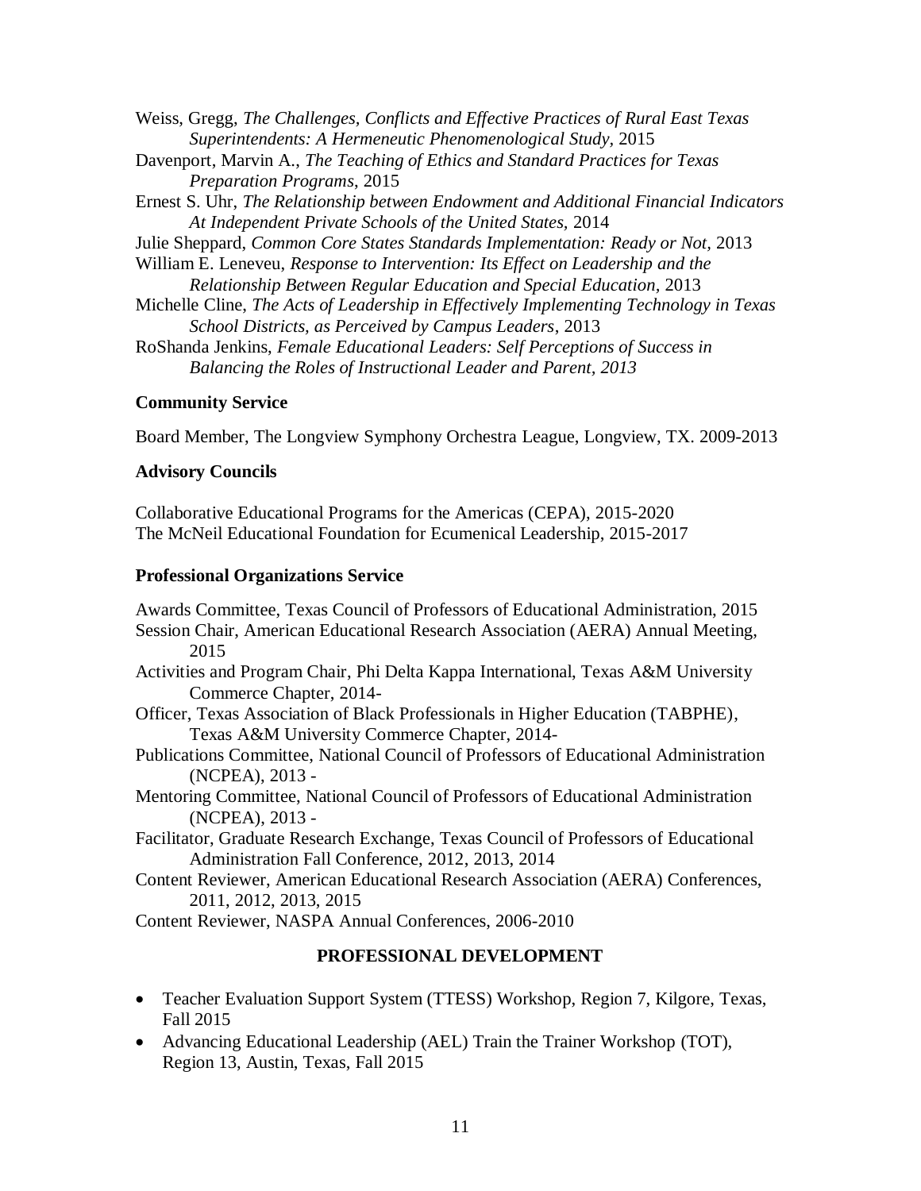Weiss, Gregg, *The Challenges, Conflicts and Effective Practices of Rural East Texas Superintendents: A Hermeneutic Phenomenological Study*, 2015

Davenport, Marvin A., *The Teaching of Ethics and Standard Practices for Texas Preparation Programs*, 2015

Ernest S. Uhr, *The Relationship between Endowment and Additional Financial Indicators At Independent Private Schools of the United States*, 2014

Julie Sheppard, *Common Core States Standards Implementation: Ready or Not*, 2013

William E. Leneveu, *Response to Intervention: Its Effect on Leadership and the Relationship Between Regular Education and Special Education*, 2013

Michelle Cline, *The Acts of Leadership in Effectively Implementing Technology in Texas School Districts, as Perceived by Campus Leaders*, 2013

RoShanda Jenkins, *Female Educational Leaders: Self Perceptions of Success in Balancing the Roles of Instructional Leader and Parent, 2013*

**Community Service**

Board Member, The Longview Symphony Orchestra League, Longview, TX. 2009-2013

**Advisory Councils**

Collaborative Educational Programs for the Americas (CEPA), 2015-2020

The McNeil Educational Foundation for Ecumenical Leadership, 2015-2017

**Professional Organizations Service**

Awards Committee, Texas Council of Professors of Educational Administration, 2015

Session Chair, American Educational Research Association (AERA) Annual Meeting, 2015

Activities and Program Chair, Phi Delta Kappa International, Texas A&M University Commerce Chapter, 2014-

Officer, Texas Association of Black Professionals in Higher Education (TABPHE), Texas A&M University Commerce Chapter, 2014-

Publications Committee, National Council of Professors of Educational Administration (NCPEA), 2013 -

Mentoring Committee, National Council of Professors of Educational Administration (NCPEA), 2013 -

Facilitator, Graduate Research Exchange, Texas Council of Professors of Educational Administration Fall Conference, 2012, 2013, 2014

Content Reviewer, American Educational Research Association (AERA) Conferences, 2011, 2012, 2013, 2015

Content Reviewer, NASPA Annual Conferences, 2006-2010

## PROFESSIONAL DEVELOPMENT

- Teacher Evaluation Support System (TTESS) Workshop, Region 7, Kilgore, Texas, Fall 2015
- Advancing Educational Leadership (AEL) Train the Trainer Workshop (TOT), Region 13, Austin, Texas, Fall 2015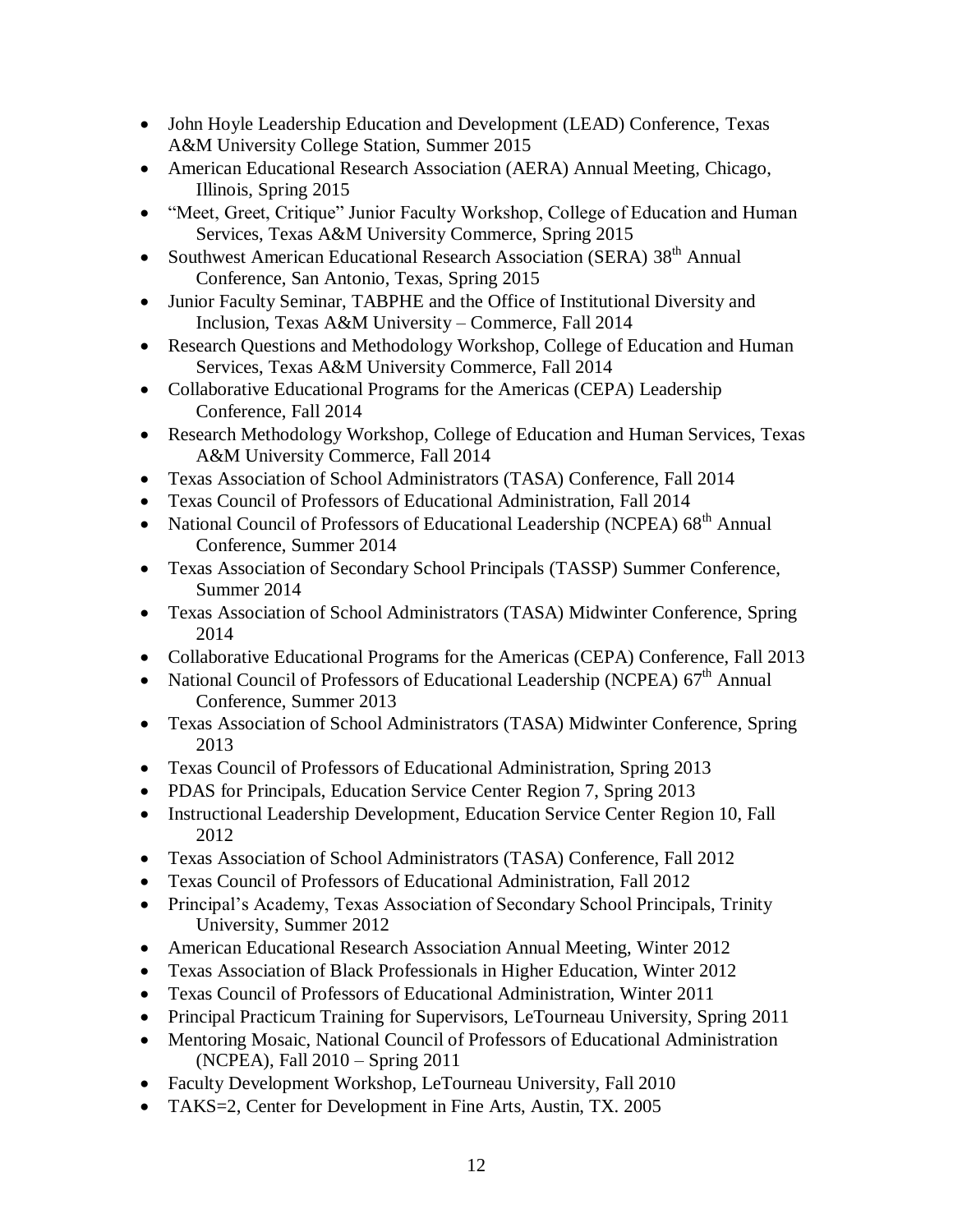- John Hoyle Leadership Education and Development (LEAD) Conference, Texas A&M University College Station, Summer 2015
- American Educational Research Association (AERA) Annual Meeting, Chicago, Illinois, Spring 2015
- "Meet, Greet, Critique" Junior Faculty Workshop, College of Education and Human Services, Texas A&M University Commerce, Spring 2015
- Southwest American Educational Research Association (SERA) 38th Annual Conference, San Antonio, Texas, Spring 2015
- Junior Faculty Seminar, TABPHE and the Office of Institutional Diversity and Inclusion, Texas A&M University – Commerce, Fall 2014
- Research Questions and Methodology Workshop, College of Education and Human Services, Texas A&M University Commerce, Fall 2014
- Collaborative Educational Programs for the Americas (CEPA) Leadership Conference, Fall 2014
- Research Methodology Workshop, College of Education and Human Services, Texas A&M University Commerce, Fall 2014
- Texas Association of School Administrators (TASA) Conference, Fall 2014
- Texas Council of Professors of Educational Administration, Fall 2014
- National Council of Professors of Educational Leadership (NCPEA) 68th Annual Conference, Summer 2014
- Texas Association of Secondary School Principals (TASSP) Summer Conference, Summer 2014
- Texas Association of School Administrators (TASA) Midwinter Conference, Spring 2014
- Collaborative Educational Programs for the Americas (CEPA) Conference, Fall 2013
- National Council of Professors of Educational Leadership (NCPEA) 67th Annual Conference, Summer 2013
- Texas Association of School Administrators (TASA) Midwinter Conference, Spring 2013
- Texas Council of Professors of Educational Administration, Spring 2013
- PDAS for Principals, Education Service Center Region 7, Spring 2013
- Instructional Leadership Development, Education Service Center Region 10, Fall 2012
- Texas Association of School Administrators (TASA) Conference, Fall 2012
- Texas Council of Professors of Educational Administration, Fall 2012
- Principal's Academy, Texas Association of Secondary School Principals, Trinity University, Summer 2012
- American Educational Research Association Annual Meeting, Winter 2012
- Texas Association of Black Professionals in Higher Education, Winter 2012
- Texas Council of Professors of Educational Administration, Winter 2011
- Principal Practicum Training for Supervisors, LeTourneau University, Spring 2011
- Mentoring Mosaic, National Council of Professors of Educational Administration (NCPEA), Fall 2010 – Spring 2011
- Faculty Development Workshop, LeTourneau University, Fall 2010
- TAKS=2, Center for Development in Fine Arts, Austin, TX. 2005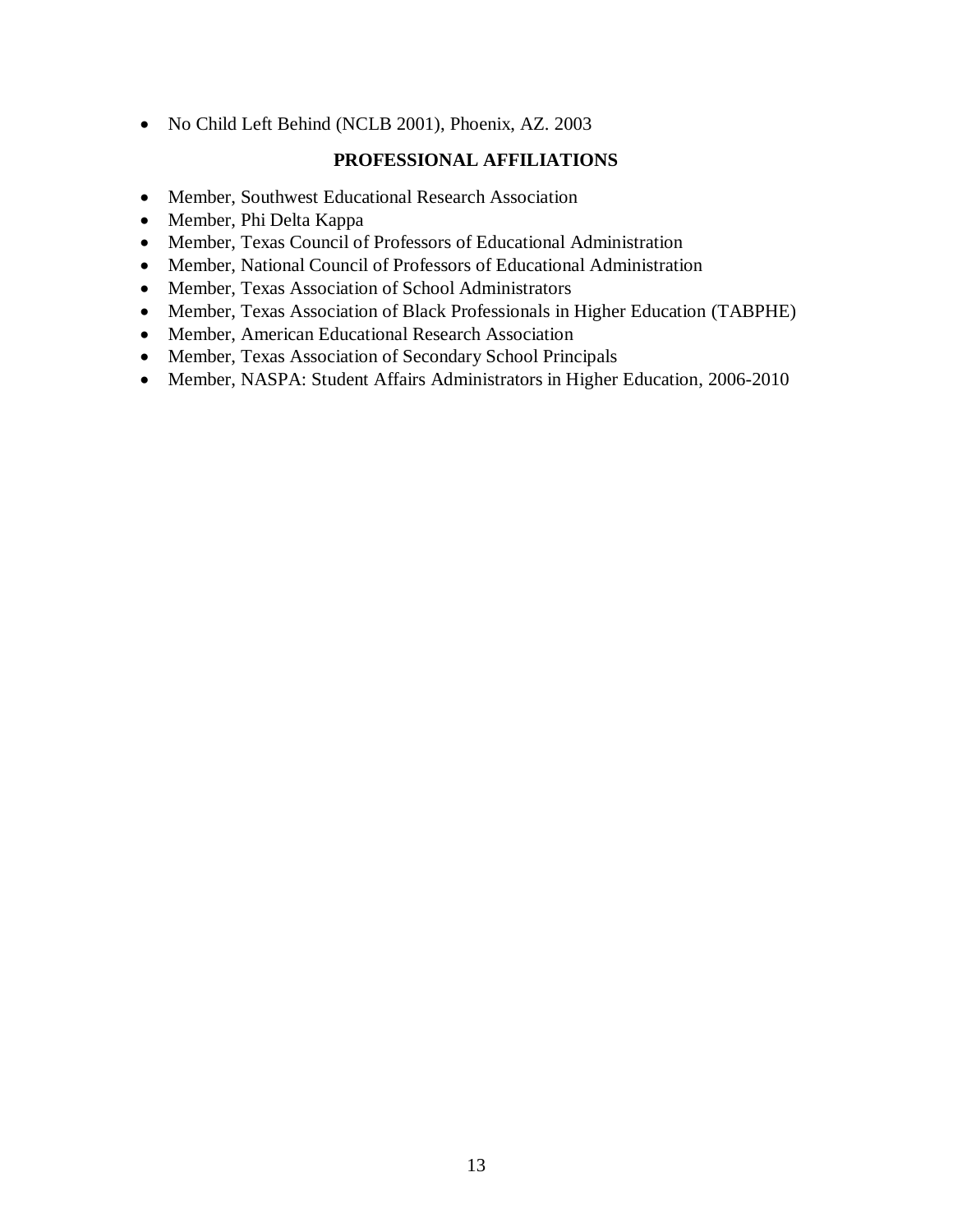- No Child Left Behind (NCLB 2001), Phoenix, AZ. 2003

## PROFESSIONAL AFFILIATIONS

- Member, Southwest Educational Research Association
- Member, Phi Delta Kappa
- Member, Texas Council of Professors of Educational Administration
- Member, National Council of Professors of Educational Administration
- Member, Texas Association of School Administrators
- Member, Texas Association of Black Professionals in Higher Education (TABPHE)
- Member, American Educational Research Association
- Member, Texas Association of Secondary School Principals
- Member, NASPA: Student Affairs Administrators in Higher Education, 2006-2010